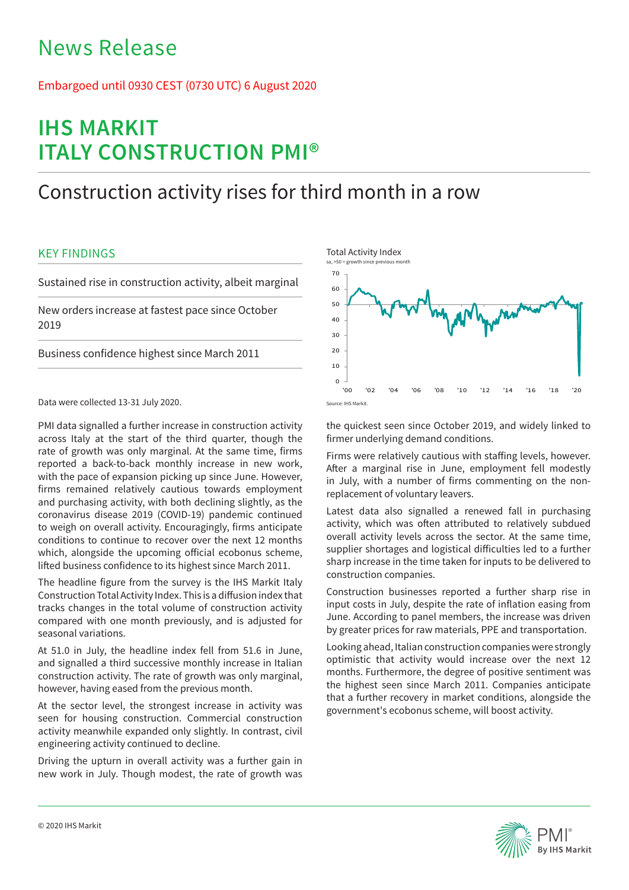# News Release

Embargoed until 0930 CEST (0730 UTC) 6 August 2020

# IHS MARKIT ITALY CONSTRUCTION PMI®

## Construction activity rises for third month in a row

### KEY FINDINGS

Sustained rise in construction activity, albeit marginal

New orders increase at fastest pace since October 2019

Business confidence highest since March 2011

Data were collected 13-31 July 2020.

Total Activity Index

sa, >50 = growth since previous month

Source: IHS Markit.

PMI data signalled a further increase in construction activity across Italy at the start of the third quarter, though the rate of growth was only marginal. At the same time, firms reported a back-to-back monthly increase in new work, with the pace of expansion picking up since June. However, firms remained relatively cautious towards employment and purchasing activity, with both declining slightly, as the coronavirus disease 2019 (COVID-19) pandemic continued to weigh on overall activity. Encouragingly, firms anticipate conditions to continue to recover over the next 12 months which, alongside the upcoming official ecobonus scheme, lifted business confidence to its highest since March 2011.

The headline figure from the survey is the IHS Markit Italy Construction Total Activity Index. This is a diffusion index that tracks changes in the total volume of construction activity compared with one month previously, and is adjusted for seasonal variations.

At 51.0 in July, the headline index fell from 51.6 in June, and signalled a third successive monthly increase in Italian construction activity. The rate of growth was only marginal, however, having eased from the previous month.

At the sector level, the strongest increase in activity was seen for housing construction. Commercial construction activity meanwhile expanded only slightly. In contrast, civil engineering activity continued to decline.

Driving the upturn in overall activity was a further gain in new work in July. Though modest, the rate of growth was the quickest seen since October 2019, and widely linked to firmer underlying demand conditions.

Firms were relatively cautious with staffing levels, however. After a marginal rise in June, employment fell modestly in July, with a number of firms commenting on the non-replacement of voluntary leavers.

Latest data also signalled a renewed fall in purchasing activity, which was often attributed to relatively subdued overall activity levels across the sector. At the same time, supplier shortages and logistical difficulties led to a further sharp increase in the time taken for inputs to be delivered to construction companies.

Construction businesses reported a further sharp rise in input costs in July, despite the rate of inflation easing from June. According to panel members, the increase was driven by greater prices for raw materials, PPE and transportation.

Looking ahead, Italian construction companies were strongly optimistic that activity would increase over the next 12 months. Furthermore, the degree of positive sentiment was the highest seen since March 2011. Companies anticipate that a further recovery in market conditions, alongside the government's ecobonus scheme, will boost activity.

© 2020 IHS Markit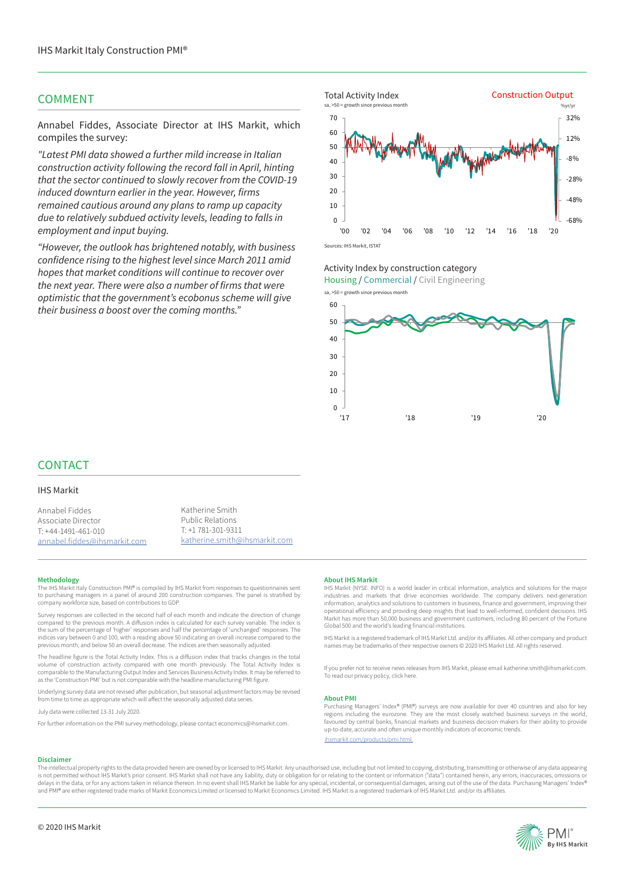## COMMENT

Annabel Fiddes, Associate Director at IHS Markit, which compiles the survey:

*"Latest PMI data showed a further mild increase in Italian construction activity following the record fall in April, hinting that the sector continued to slowly recover from the COVID-19 induced downturn earlier in the year. However, firms remained cautious around any plans to ramp up capacity due to relatively subdued activity levels, leading to falls in employment and input buying.*

*"However, the outlook has brightened notably, with business confidence rising to the highest level since March 2011 amid hopes that market conditions will continue to recover over the next year. There were also a number of firms that were optimistic that the government's ecobonus scheme will give their business a boost over the coming months."*

Total Activity Index
sa, >50 = growth since previous month

Construction Output
%yr/yr

70
60
50
40
30
20
10
0

32%
12%
-8%
-28%
-48%
-68%

'00 '02 '04 '06 '08 '10 '12 '14 '16 '18 '20

Sources: IHS Markit, ISTAT

Activity Index by construction category
Housing / Commercial / Civil Engineering
sa, >50 = growth since previous month

60
50
40
30
20
10
0

'17 '18 '19 '20

## CONTACT

IHS Markit

Annabel Fiddes
Associate Director
T: +44-1491-461-010
annabel.fiddes@ihsmarkit.com

Katherine Smith
Public Relations
T: +1 781-301-9311
katherine.smith@ihsmarkit.com

### Methodology

The IHS Markit Italy Construction PMI® is compiled by IHS Markit from responses to questionnaires sent to purchasing managers in a panel of around 200 construction companies. The panel is stratified by company workforce size, based on contributions to GDP.

Survey responses are collected in the second half of each month and indicate the direction of change compared to the previous month. A diffusion index is calculated for each survey variable. The index is the sum of the percentage of 'higher' responses and half the percentage of 'unchanged' responses. The indices vary between 0 and 100, with a reading above 50 indicating an overall increase compared to the previous month, and below 50 an overall decrease. The indices are then seasonally adjusted.

The headline figure is the Total Activity Index. This is a diffusion index that tracks changes in the total volume of construction activity compared with one month previously. The Total Activity Index is comparable to the Manufacturing Output Index and Services Business Activity Index. It may be referred to as the 'Construction PMI' but is not comparable with the headline manufacturing PMI figure.

Underlying survey data are not revised after publication, but seasonal adjustment factors may be revised from time to time as appropriate which will affect the seasonally adjusted data series.

July data were collected 13-31 July 2020.

For further information on the PMI survey methodology, please contact economics@ihsmarkit.com.

### About IHS Markit

IHS Markit (NYSE: INFO) is a world leader in critical information, analytics and solutions for the major industries and markets that drive economies worldwide. The company delivers next-generation information, analytics and solutions to customers in business, finance and government, improving their operational efficiency and providing deep insights that lead to well-informed, confident decisions. IHS Markit has more than 50,000 business and government customers, including 80 percent of the Fortune Global 500 and the world's leading financial institutions.

IHS Markit is a registered trademark of IHS Markit Ltd. and/or its affiliates. All other company and product names may be trademarks of their respective owners © 2020 IHS Markit Ltd. All rights reserved.

If you prefer not to receive news releases from IHS Markit, please email katherine.smith@ihsmarkit.com. To read our privacy policy, click here.

### About PMI

Purchasing Managers' Index® (PMI®) surveys are now available for over 40 countries and also for key regions including the eurozone. They are the most closely watched business surveys in the world, favoured by central banks, financial markets and business decision makers for their ability to provide up-to-date, accurate and often unique monthly indicators of economic trends.

ihsmarkit.com/products/pmi.html.

### Disclaimer

The intellectual property rights to the data provided herein are owned by or licensed to IHS Markit. Any unauthorised use, including but not limited to copying, distributing, transmitting or otherwise of any data appearing is not permitted without IHS Markit's prior consent. IHS Markit shall not have any liability, duty or obligation for or relating to the content or information ("data") contained herein, any errors, inaccuracies, omissions or delays in the data, or for any actions taken in reliance thereon. In no event shall IHS Markit be liable for any special, incidental, or consequential damages, arising out of the use of the data. Purchasing Managers' Index® and PMI® are either registered trade marks of Markit Economics Limited or licensed to Markit Economics Limited. IHS Markit is a registered trademark of IHS Markit Ltd. and/or its affiliates.

© 2020 IHS Markit